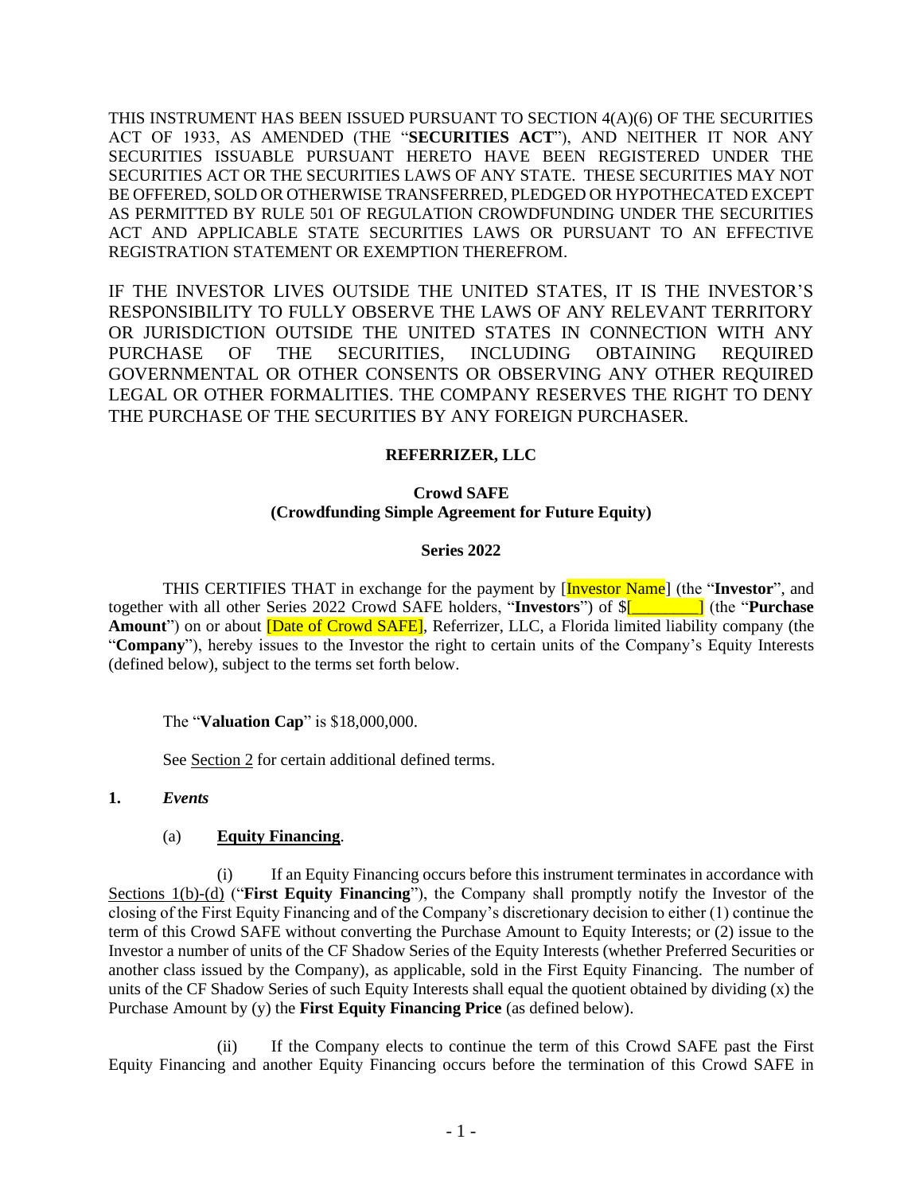THIS INSTRUMENT HAS BEEN ISSUED PURSUANT TO SECTION 4(A)(6) OF THE SECURITIES ACT OF 1933, AS AMENDED (THE "**SECURITIES ACT**"), AND NEITHER IT NOR ANY SECURITIES ISSUABLE PURSUANT HERETO HAVE BEEN REGISTERED UNDER THE SECURITIES ACT OR THE SECURITIES LAWS OF ANY STATE. THESE SECURITIES MAY NOT BE OFFERED, SOLD OR OTHERWISE TRANSFERRED, PLEDGED OR HYPOTHECATED EXCEPT AS PERMITTED BY RULE 501 OF REGULATION CROWDFUNDING UNDER THE SECURITIES ACT AND APPLICABLE STATE SECURITIES LAWS OR PURSUANT TO AN EFFECTIVE REGISTRATION STATEMENT OR EXEMPTION THEREFROM.

IF THE INVESTOR LIVES OUTSIDE THE UNITED STATES, IT IS THE INVESTOR'S RESPONSIBILITY TO FULLY OBSERVE THE LAWS OF ANY RELEVANT TERRITORY OR JURISDICTION OUTSIDE THE UNITED STATES IN CONNECTION WITH ANY PURCHASE OF THE SECURITIES, INCLUDING OBTAINING REQUIRED GOVERNMENTAL OR OTHER CONSENTS OR OBSERVING ANY OTHER REQUIRED LEGAL OR OTHER FORMALITIES. THE COMPANY RESERVES THE RIGHT TO DENY THE PURCHASE OF THE SECURITIES BY ANY FOREIGN PURCHASER.

**REFERRIZER, LLC**

**Crowd SAFE**
**(Crowdfunding Simple Agreement for Future Equity)**

**Series 2022**

THIS CERTIFIES THAT in exchange for the payment by [Investor Name] (the "**Investor**", and together with all other Series 2022 Crowd SAFE holders, "**Investors**") of $[________] (the "**Purchase Amount**") on or about [Date of Crowd SAFE], Referrizer, LLC, a Florida limited liability company (the "**Company**"), hereby issues to the Investor the right to certain units of the Company's Equity Interests (defined below), subject to the terms set forth below.

The "**Valuation Cap**" is $18,000,000.

See Section 2 for certain additional defined terms.

**1.** ***Events***

(a) **Equity Financing**.

(i) If an Equity Financing occurs before this instrument terminates in accordance with Sections 1(b)-(d) ("**First Equity Financing**"), the Company shall promptly notify the Investor of the closing of the First Equity Financing and of the Company's discretionary decision to either (1) continue the term of this Crowd SAFE without converting the Purchase Amount to Equity Interests; or (2) issue to the Investor a number of units of the CF Shadow Series of the Equity Interests (whether Preferred Securities or another class issued by the Company), as applicable, sold in the First Equity Financing. The number of units of the CF Shadow Series of such Equity Interests shall equal the quotient obtained by dividing (x) the Purchase Amount by (y) the **First Equity Financing Price** (as defined below).

(ii) If the Company elects to continue the term of this Crowd SAFE past the First Equity Financing and another Equity Financing occurs before the termination of this Crowd SAFE in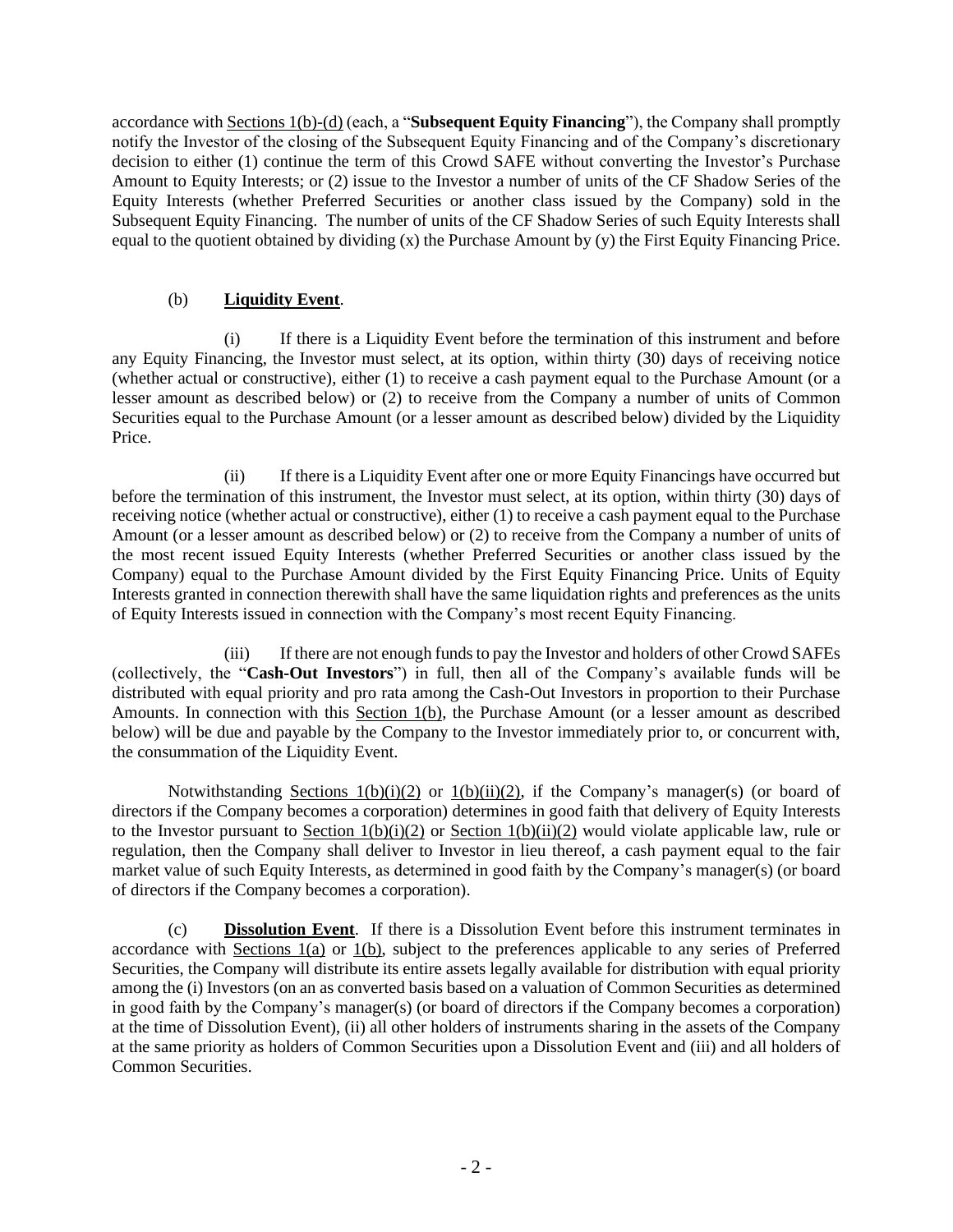accordance with Sections 1(b)-(d) (each, a "**Subsequent Equity Financing**"), the Company shall promptly notify the Investor of the closing of the Subsequent Equity Financing and of the Company's discretionary decision to either (1) continue the term of this Crowd SAFE without converting the Investor's Purchase Amount to Equity Interests; or (2) issue to the Investor a number of units of the CF Shadow Series of the Equity Interests (whether Preferred Securities or another class issued by the Company) sold in the Subsequent Equity Financing. The number of units of the CF Shadow Series of such Equity Interests shall equal to the quotient obtained by dividing (x) the Purchase Amount by (y) the First Equity Financing Price.

(b) **Liquidity Event**.

(i) If there is a Liquidity Event before the termination of this instrument and before any Equity Financing, the Investor must select, at its option, within thirty (30) days of receiving notice (whether actual or constructive), either (1) to receive a cash payment equal to the Purchase Amount (or a lesser amount as described below) or (2) to receive from the Company a number of units of Common Securities equal to the Purchase Amount (or a lesser amount as described below) divided by the Liquidity Price.

(ii) If there is a Liquidity Event after one or more Equity Financings have occurred but before the termination of this instrument, the Investor must select, at its option, within thirty (30) days of receiving notice (whether actual or constructive), either (1) to receive a cash payment equal to the Purchase Amount (or a lesser amount as described below) or (2) to receive from the Company a number of units of the most recent issued Equity Interests (whether Preferred Securities or another class issued by the Company) equal to the Purchase Amount divided by the First Equity Financing Price. Units of Equity Interests granted in connection therewith shall have the same liquidation rights and preferences as the units of Equity Interests issued in connection with the Company's most recent Equity Financing.

(iii) If there are not enough funds to pay the Investor and holders of other Crowd SAFEs (collectively, the "**Cash-Out Investors**") in full, then all of the Company's available funds will be distributed with equal priority and pro rata among the Cash-Out Investors in proportion to their Purchase Amounts. In connection with this Section 1(b), the Purchase Amount (or a lesser amount as described below) will be due and payable by the Company to the Investor immediately prior to, or concurrent with, the consummation of the Liquidity Event.

Notwithstanding Sections 1(b)(i)(2) or 1(b)(ii)(2), if the Company's manager(s) (or board of directors if the Company becomes a corporation) determines in good faith that delivery of Equity Interests to the Investor pursuant to Section 1(b)(i)(2) or Section 1(b)(ii)(2) would violate applicable law, rule or regulation, then the Company shall deliver to Investor in lieu thereof, a cash payment equal to the fair market value of such Equity Interests, as determined in good faith by the Company's manager(s) (or board of directors if the Company becomes a corporation).

(c) **Dissolution Event**. If there is a Dissolution Event before this instrument terminates in accordance with Sections 1(a) or 1(b), subject to the preferences applicable to any series of Preferred Securities, the Company will distribute its entire assets legally available for distribution with equal priority among the (i) Investors (on an as converted basis based on a valuation of Common Securities as determined in good faith by the Company's manager(s) (or board of directors if the Company becomes a corporation) at the time of Dissolution Event), (ii) all other holders of instruments sharing in the assets of the Company at the same priority as holders of Common Securities upon a Dissolution Event and (iii) and all holders of Common Securities.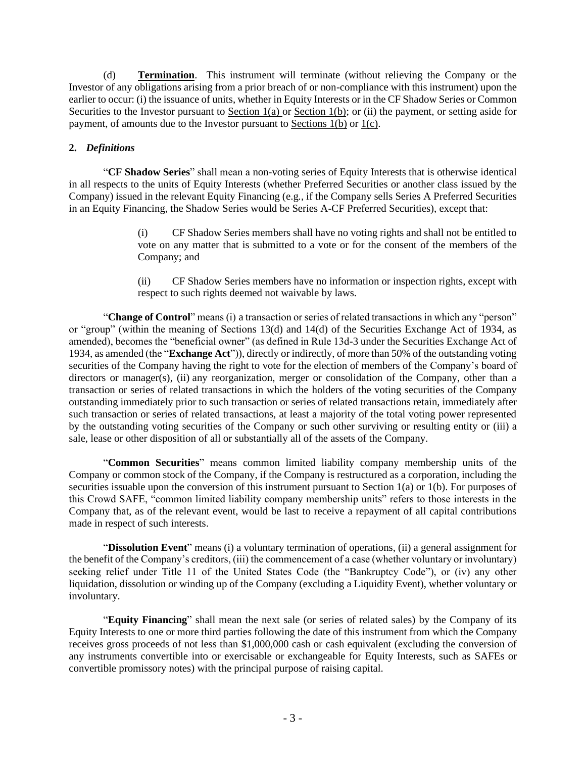(d) **Termination**. This instrument will terminate (without relieving the Company or the Investor of any obligations arising from a prior breach of or non-compliance with this instrument) upon the earlier to occur: (i) the issuance of units, whether in Equity Interests or in the CF Shadow Series or Common Securities to the Investor pursuant to Section 1(a) or Section 1(b); or (ii) the payment, or setting aside for payment, of amounts due to the Investor pursuant to Sections 1(b) or 1(c).

**2. *Definitions***

"**CF Shadow Series**" shall mean a non-voting series of Equity Interests that is otherwise identical in all respects to the units of Equity Interests (whether Preferred Securities or another class issued by the Company) issued in the relevant Equity Financing (e.g., if the Company sells Series A Preferred Securities in an Equity Financing, the Shadow Series would be Series A-CF Preferred Securities), except that:

> (i) CF Shadow Series members shall have no voting rights and shall not be entitled to vote on any matter that is submitted to a vote or for the consent of the members of the Company; and
>
> (ii) CF Shadow Series members have no information or inspection rights, except with respect to such rights deemed not waivable by laws.

"**Change of Control**" means (i) a transaction or series of related transactions in which any "person" or "group" (within the meaning of Sections 13(d) and 14(d) of the Securities Exchange Act of 1934, as amended), becomes the "beneficial owner" (as defined in Rule 13d-3 under the Securities Exchange Act of 1934, as amended (the "**Exchange Act**")), directly or indirectly, of more than 50% of the outstanding voting securities of the Company having the right to vote for the election of members of the Company's board of directors or manager(s), (ii) any reorganization, merger or consolidation of the Company, other than a transaction or series of related transactions in which the holders of the voting securities of the Company outstanding immediately prior to such transaction or series of related transactions retain, immediately after such transaction or series of related transactions, at least a majority of the total voting power represented by the outstanding voting securities of the Company or such other surviving or resulting entity or (iii) a sale, lease or other disposition of all or substantially all of the assets of the Company.

"**Common Securities**" means common limited liability company membership units of the Company or common stock of the Company, if the Company is restructured as a corporation, including the securities issuable upon the conversion of this instrument pursuant to Section 1(a) or 1(b). For purposes of this Crowd SAFE, "common limited liability company membership units" refers to those interests in the Company that, as of the relevant event, would be last to receive a repayment of all capital contributions made in respect of such interests.

"**Dissolution Event**" means (i) a voluntary termination of operations, (ii) a general assignment for the benefit of the Company's creditors, (iii) the commencement of a case (whether voluntary or involuntary) seeking relief under Title 11 of the United States Code (the "Bankruptcy Code"), or (iv) any other liquidation, dissolution or winding up of the Company (excluding a Liquidity Event), whether voluntary or involuntary.

"**Equity Financing**" shall mean the next sale (or series of related sales) by the Company of its Equity Interests to one or more third parties following the date of this instrument from which the Company receives gross proceeds of not less than $1,000,000 cash or cash equivalent (excluding the conversion of any instruments convertible into or exercisable or exchangeable for Equity Interests, such as SAFEs or convertible promissory notes) with the principal purpose of raising capital.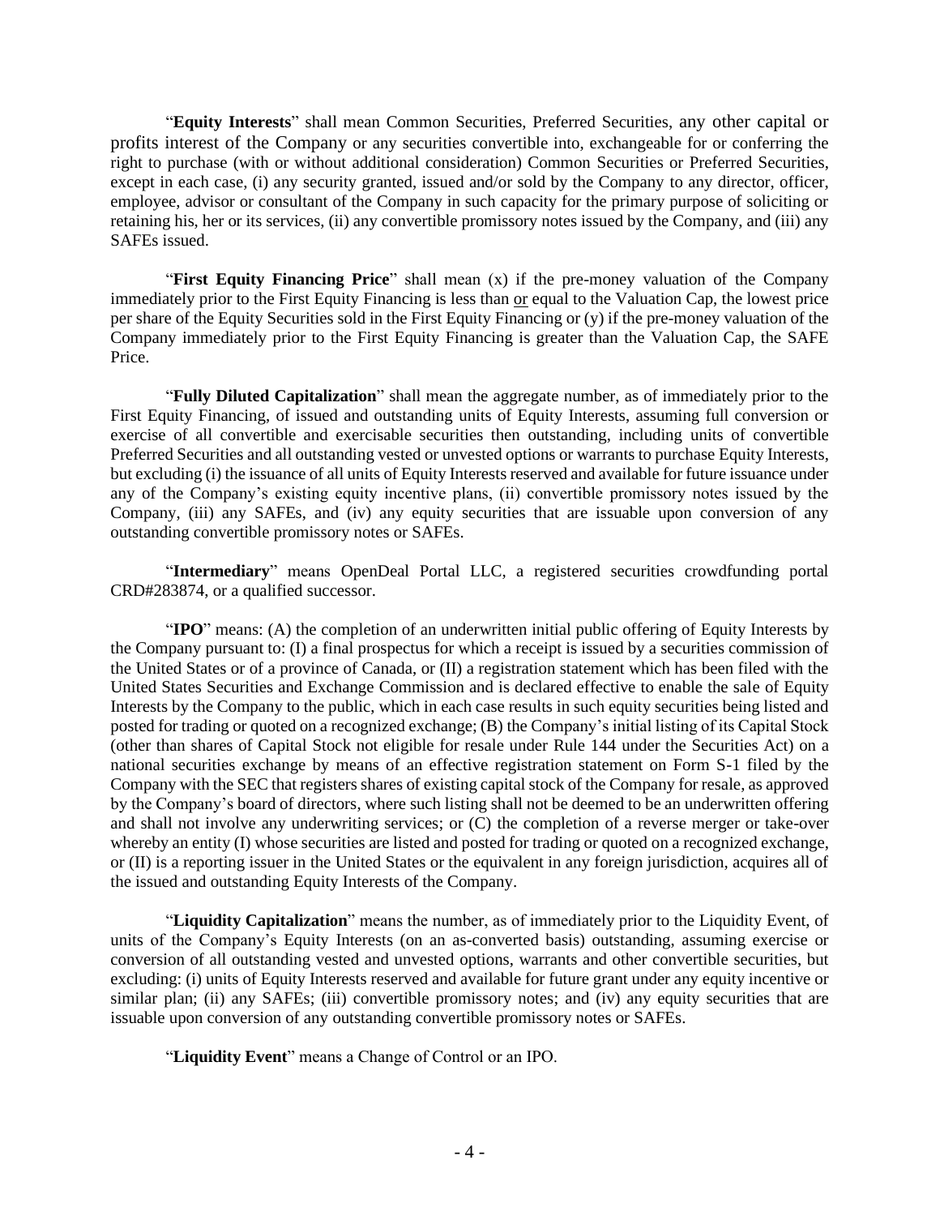"**Equity Interests**" shall mean Common Securities, Preferred Securities, any other capital or profits interest of the Company or any securities convertible into, exchangeable for or conferring the right to purchase (with or without additional consideration) Common Securities or Preferred Securities, except in each case, (i) any security granted, issued and/or sold by the Company to any director, officer, employee, advisor or consultant of the Company in such capacity for the primary purpose of soliciting or retaining his, her or its services, (ii) any convertible promissory notes issued by the Company, and (iii) any SAFEs issued.

"**First Equity Financing Price**" shall mean (x) if the pre-money valuation of the Company immediately prior to the First Equity Financing is less than or equal to the Valuation Cap, the lowest price per share of the Equity Securities sold in the First Equity Financing or (y) if the pre-money valuation of the Company immediately prior to the First Equity Financing is greater than the Valuation Cap, the SAFE Price.

"**Fully Diluted Capitalization**" shall mean the aggregate number, as of immediately prior to the First Equity Financing, of issued and outstanding units of Equity Interests, assuming full conversion or exercise of all convertible and exercisable securities then outstanding, including units of convertible Preferred Securities and all outstanding vested or unvested options or warrants to purchase Equity Interests, but excluding (i) the issuance of all units of Equity Interests reserved and available for future issuance under any of the Company's existing equity incentive plans, (ii) convertible promissory notes issued by the Company, (iii) any SAFEs, and (iv) any equity securities that are issuable upon conversion of any outstanding convertible promissory notes or SAFEs.

"**Intermediary**" means OpenDeal Portal LLC, a registered securities crowdfunding portal CRD#283874, or a qualified successor.

"**IPO**" means: (A) the completion of an underwritten initial public offering of Equity Interests by the Company pursuant to: (I) a final prospectus for which a receipt is issued by a securities commission of the United States or of a province of Canada, or (II) a registration statement which has been filed with the United States Securities and Exchange Commission and is declared effective to enable the sale of Equity Interests by the Company to the public, which in each case results in such equity securities being listed and posted for trading or quoted on a recognized exchange; (B) the Company's initial listing of its Capital Stock (other than shares of Capital Stock not eligible for resale under Rule 144 under the Securities Act) on a national securities exchange by means of an effective registration statement on Form S-1 filed by the Company with the SEC that registers shares of existing capital stock of the Company for resale, as approved by the Company's board of directors, where such listing shall not be deemed to be an underwritten offering and shall not involve any underwriting services; or (C) the completion of a reverse merger or take-over whereby an entity (I) whose securities are listed and posted for trading or quoted on a recognized exchange, or (II) is a reporting issuer in the United States or the equivalent in any foreign jurisdiction, acquires all of the issued and outstanding Equity Interests of the Company.

"**Liquidity Capitalization**" means the number, as of immediately prior to the Liquidity Event, of units of the Company's Equity Interests (on an as-converted basis) outstanding, assuming exercise or conversion of all outstanding vested and unvested options, warrants and other convertible securities, but excluding: (i) units of Equity Interests reserved and available for future grant under any equity incentive or similar plan; (ii) any SAFEs; (iii) convertible promissory notes; and (iv) any equity securities that are issuable upon conversion of any outstanding convertible promissory notes or SAFEs.

"**Liquidity Event**" means a Change of Control or an IPO.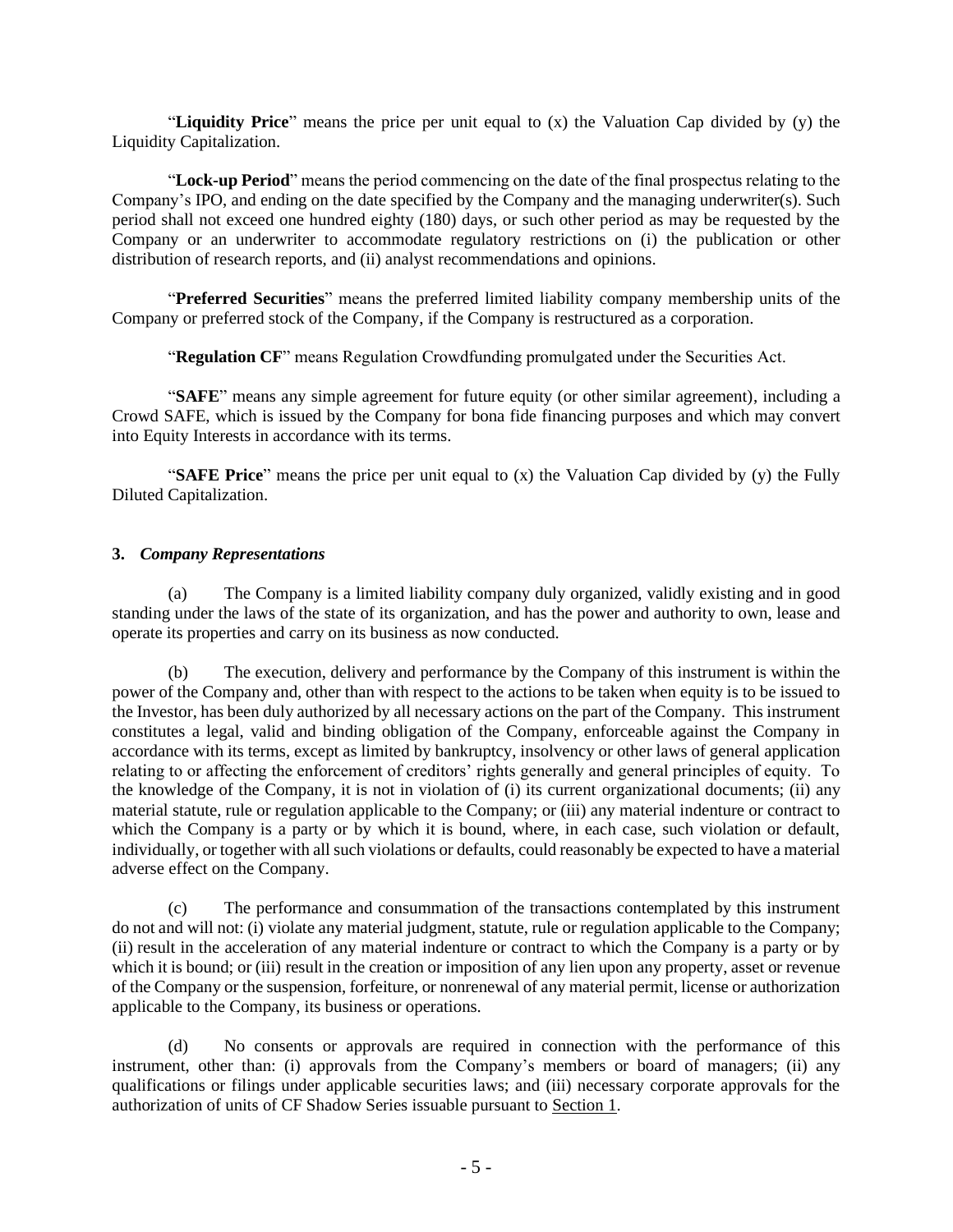"**Liquidity Price**" means the price per unit equal to (x) the Valuation Cap divided by (y) the Liquidity Capitalization.

"**Lock-up Period**" means the period commencing on the date of the final prospectus relating to the Company's IPO, and ending on the date specified by the Company and the managing underwriter(s). Such period shall not exceed one hundred eighty (180) days, or such other period as may be requested by the Company or an underwriter to accommodate regulatory restrictions on (i) the publication or other distribution of research reports, and (ii) analyst recommendations and opinions.

"**Preferred Securities**" means the preferred limited liability company membership units of the Company or preferred stock of the Company, if the Company is restructured as a corporation.

"**Regulation CF**" means Regulation Crowdfunding promulgated under the Securities Act.

"**SAFE**" means any simple agreement for future equity (or other similar agreement), including a Crowd SAFE, which is issued by the Company for bona fide financing purposes and which may convert into Equity Interests in accordance with its terms.

"**SAFE Price**" means the price per unit equal to (x) the Valuation Cap divided by (y) the Fully Diluted Capitalization.

**3. *Company Representations***

(a) The Company is a limited liability company duly organized, validly existing and in good standing under the laws of the state of its organization, and has the power and authority to own, lease and operate its properties and carry on its business as now conducted.

(b) The execution, delivery and performance by the Company of this instrument is within the power of the Company and, other than with respect to the actions to be taken when equity is to be issued to the Investor, has been duly authorized by all necessary actions on the part of the Company. This instrument constitutes a legal, valid and binding obligation of the Company, enforceable against the Company in accordance with its terms, except as limited by bankruptcy, insolvency or other laws of general application relating to or affecting the enforcement of creditors' rights generally and general principles of equity. To the knowledge of the Company, it is not in violation of (i) its current organizational documents; (ii) any material statute, rule or regulation applicable to the Company; or (iii) any material indenture or contract to which the Company is a party or by which it is bound, where, in each case, such violation or default, individually, or together with all such violations or defaults, could reasonably be expected to have a material adverse effect on the Company.

(c) The performance and consummation of the transactions contemplated by this instrument do not and will not: (i) violate any material judgment, statute, rule or regulation applicable to the Company; (ii) result in the acceleration of any material indenture or contract to which the Company is a party or by which it is bound; or (iii) result in the creation or imposition of any lien upon any property, asset or revenue of the Company or the suspension, forfeiture, or nonrenewal of any material permit, license or authorization applicable to the Company, its business or operations.

(d) No consents or approvals are required in connection with the performance of this instrument, other than: (i) approvals from the Company's members or board of managers; (ii) any qualifications or filings under applicable securities laws; and (iii) necessary corporate approvals for the authorization of units of CF Shadow Series issuable pursuant to Section 1.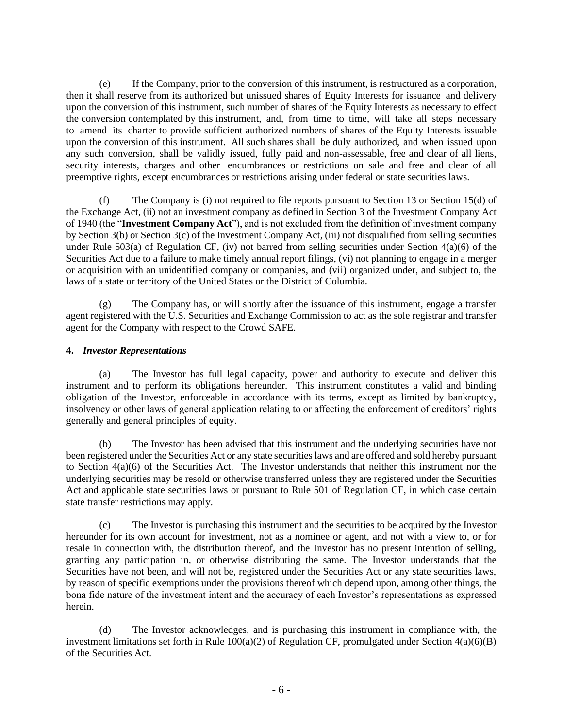(e) If the Company, prior to the conversion of this instrument, is restructured as a corporation, then it shall reserve from its authorized but unissued shares of Equity Interests for issuance and delivery upon the conversion of this instrument, such number of shares of the Equity Interests as necessary to effect the conversion contemplated by this instrument, and, from time to time, will take all steps necessary to amend its charter to provide sufficient authorized numbers of shares of the Equity Interests issuable upon the conversion of this instrument. All such shares shall be duly authorized, and when issued upon any such conversion, shall be validly issued, fully paid and non-assessable, free and clear of all liens, security interests, charges and other encumbrances or restrictions on sale and free and clear of all preemptive rights, except encumbrances or restrictions arising under federal or state securities laws.

(f) The Company is (i) not required to file reports pursuant to Section 13 or Section 15(d) of the Exchange Act, (ii) not an investment company as defined in Section 3 of the Investment Company Act of 1940 (the "**Investment Company Act**"), and is not excluded from the definition of investment company by Section 3(b) or Section 3(c) of the Investment Company Act, (iii) not disqualified from selling securities under Rule 503(a) of Regulation CF, (iv) not barred from selling securities under Section 4(a)(6) of the Securities Act due to a failure to make timely annual report filings, (vi) not planning to engage in a merger or acquisition with an unidentified company or companies, and (vii) organized under, and subject to, the laws of a state or territory of the United States or the District of Columbia.

(g) The Company has, or will shortly after the issuance of this instrument, engage a transfer agent registered with the U.S. Securities and Exchange Commission to act as the sole registrar and transfer agent for the Company with respect to the Crowd SAFE.

**4.** ***Investor Representations***

(a) The Investor has full legal capacity, power and authority to execute and deliver this instrument and to perform its obligations hereunder. This instrument constitutes a valid and binding obligation of the Investor, enforceable in accordance with its terms, except as limited by bankruptcy, insolvency or other laws of general application relating to or affecting the enforcement of creditors' rights generally and general principles of equity.

(b) The Investor has been advised that this instrument and the underlying securities have not been registered under the Securities Act or any state securities laws and are offered and sold hereby pursuant to Section 4(a)(6) of the Securities Act. The Investor understands that neither this instrument nor the underlying securities may be resold or otherwise transferred unless they are registered under the Securities Act and applicable state securities laws or pursuant to Rule 501 of Regulation CF, in which case certain state transfer restrictions may apply.

(c) The Investor is purchasing this instrument and the securities to be acquired by the Investor hereunder for its own account for investment, not as a nominee or agent, and not with a view to, or for resale in connection with, the distribution thereof, and the Investor has no present intention of selling, granting any participation in, or otherwise distributing the same. The Investor understands that the Securities have not been, and will not be, registered under the Securities Act or any state securities laws, by reason of specific exemptions under the provisions thereof which depend upon, among other things, the bona fide nature of the investment intent and the accuracy of each Investor's representations as expressed herein.

(d) The Investor acknowledges, and is purchasing this instrument in compliance with, the investment limitations set forth in Rule 100(a)(2) of Regulation CF, promulgated under Section 4(a)(6)(B) of the Securities Act.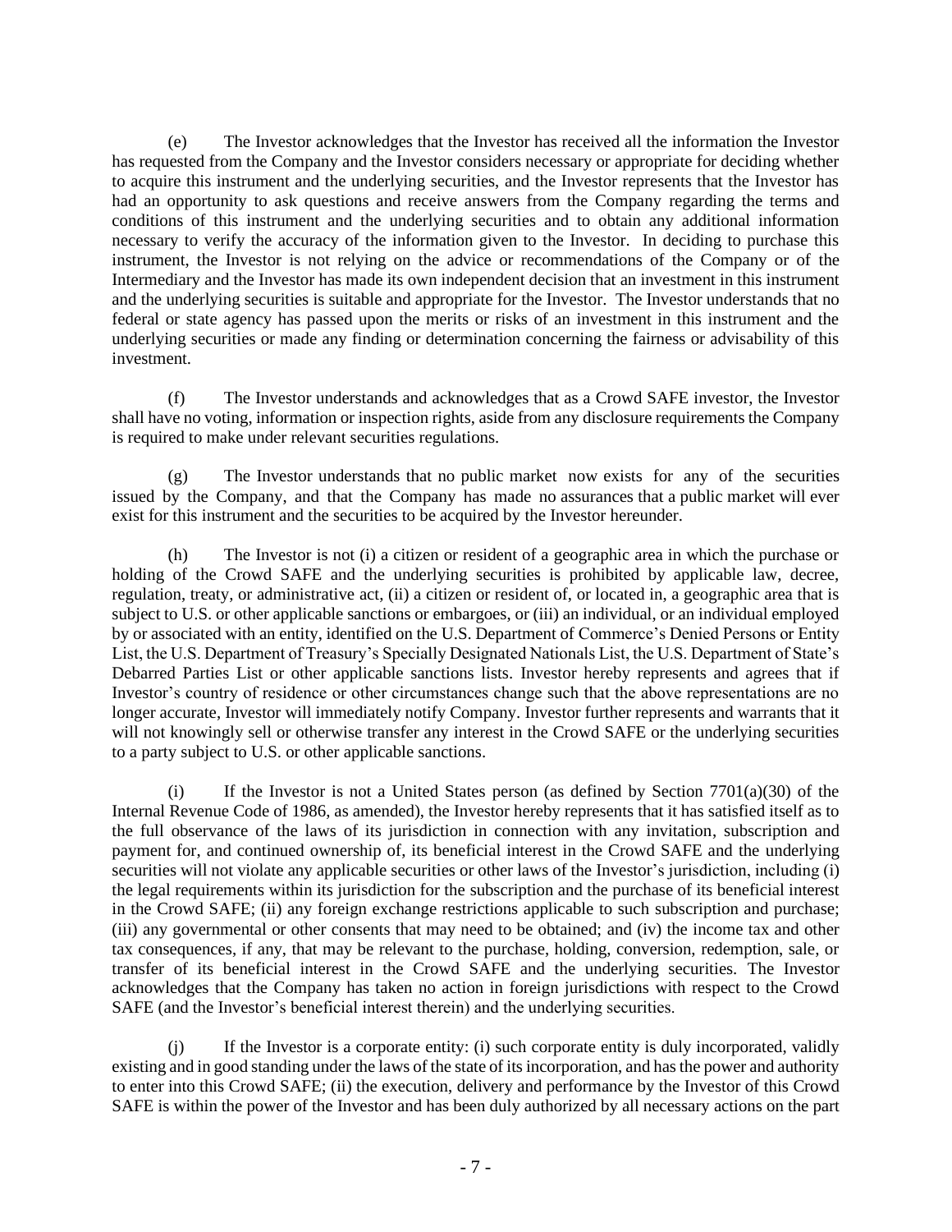(e) The Investor acknowledges that the Investor has received all the information the Investor has requested from the Company and the Investor considers necessary or appropriate for deciding whether to acquire this instrument and the underlying securities, and the Investor represents that the Investor has had an opportunity to ask questions and receive answers from the Company regarding the terms and conditions of this instrument and the underlying securities and to obtain any additional information necessary to verify the accuracy of the information given to the Investor. In deciding to purchase this instrument, the Investor is not relying on the advice or recommendations of the Company or of the Intermediary and the Investor has made its own independent decision that an investment in this instrument and the underlying securities is suitable and appropriate for the Investor. The Investor understands that no federal or state agency has passed upon the merits or risks of an investment in this instrument and the underlying securities or made any finding or determination concerning the fairness or advisability of this investment.

(f) The Investor understands and acknowledges that as a Crowd SAFE investor, the Investor shall have no voting, information or inspection rights, aside from any disclosure requirements the Company is required to make under relevant securities regulations.

(g) The Investor understands that no public market now exists for any of the securities issued by the Company, and that the Company has made no assurances that a public market will ever exist for this instrument and the securities to be acquired by the Investor hereunder.

(h) The Investor is not (i) a citizen or resident of a geographic area in which the purchase or holding of the Crowd SAFE and the underlying securities is prohibited by applicable law, decree, regulation, treaty, or administrative act, (ii) a citizen or resident of, or located in, a geographic area that is subject to U.S. or other applicable sanctions or embargoes, or (iii) an individual, or an individual employed by or associated with an entity, identified on the U.S. Department of Commerce's Denied Persons or Entity List, the U.S. Department of Treasury's Specially Designated Nationals List, the U.S. Department of State's Debarred Parties List or other applicable sanctions lists. Investor hereby represents and agrees that if Investor's country of residence or other circumstances change such that the above representations are no longer accurate, Investor will immediately notify Company. Investor further represents and warrants that it will not knowingly sell or otherwise transfer any interest in the Crowd SAFE or the underlying securities to a party subject to U.S. or other applicable sanctions.

(i) If the Investor is not a United States person (as defined by Section 7701(a)(30) of the Internal Revenue Code of 1986, as amended), the Investor hereby represents that it has satisfied itself as to the full observance of the laws of its jurisdiction in connection with any invitation, subscription and payment for, and continued ownership of, its beneficial interest in the Crowd SAFE and the underlying securities will not violate any applicable securities or other laws of the Investor's jurisdiction, including (i) the legal requirements within its jurisdiction for the subscription and the purchase of its beneficial interest in the Crowd SAFE; (ii) any foreign exchange restrictions applicable to such subscription and purchase; (iii) any governmental or other consents that may need to be obtained; and (iv) the income tax and other tax consequences, if any, that may be relevant to the purchase, holding, conversion, redemption, sale, or transfer of its beneficial interest in the Crowd SAFE and the underlying securities. The Investor acknowledges that the Company has taken no action in foreign jurisdictions with respect to the Crowd SAFE (and the Investor's beneficial interest therein) and the underlying securities.

(j) If the Investor is a corporate entity: (i) such corporate entity is duly incorporated, validly existing and in good standing under the laws of the state of its incorporation, and has the power and authority to enter into this Crowd SAFE; (ii) the execution, delivery and performance by the Investor of this Crowd SAFE is within the power of the Investor and has been duly authorized by all necessary actions on the part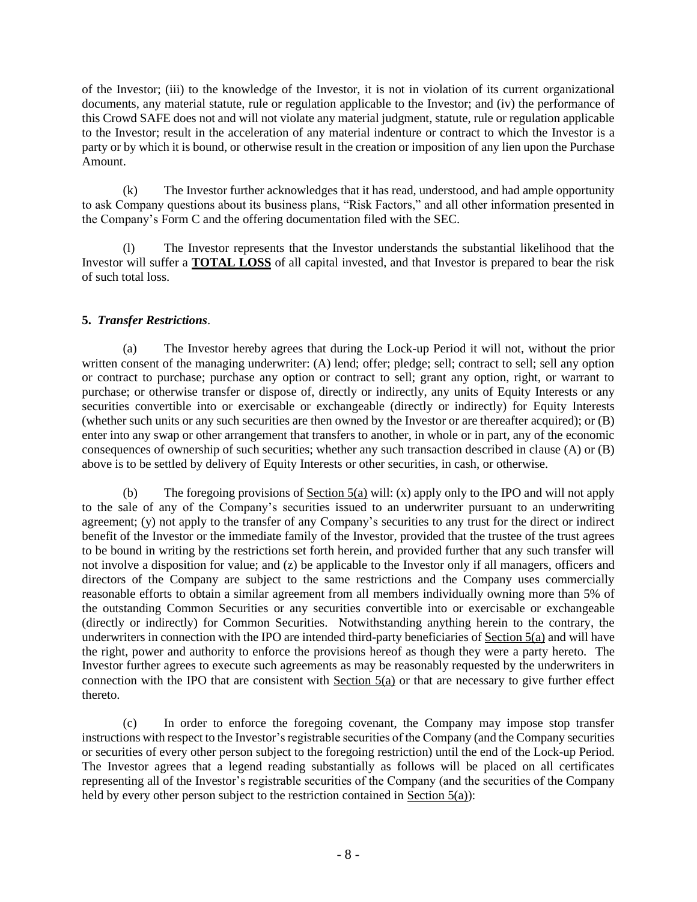of the Investor; (iii) to the knowledge of the Investor, it is not in violation of its current organizational documents, any material statute, rule or regulation applicable to the Investor; and (iv) the performance of this Crowd SAFE does not and will not violate any material judgment, statute, rule or regulation applicable to the Investor; result in the acceleration of any material indenture or contract to which the Investor is a party or by which it is bound, or otherwise result in the creation or imposition of any lien upon the Purchase Amount.

(k) The Investor further acknowledges that it has read, understood, and had ample opportunity to ask Company questions about its business plans, "Risk Factors," and all other information presented in the Company's Form C and the offering documentation filed with the SEC.

(l) The Investor represents that the Investor understands the substantial likelihood that the Investor will suffer a **TOTAL LOSS** of all capital invested, and that Investor is prepared to bear the risk of such total loss.

**5.** ***Transfer Restrictions***.

(a) The Investor hereby agrees that during the Lock-up Period it will not, without the prior written consent of the managing underwriter: (A) lend; offer; pledge; sell; contract to sell; sell any option or contract to purchase; purchase any option or contract to sell; grant any option, right, or warrant to purchase; or otherwise transfer or dispose of, directly or indirectly, any units of Equity Interests or any securities convertible into or exercisable or exchangeable (directly or indirectly) for Equity Interests (whether such units or any such securities are then owned by the Investor or are thereafter acquired); or (B) enter into any swap or other arrangement that transfers to another, in whole or in part, any of the economic consequences of ownership of such securities; whether any such transaction described in clause (A) or (B) above is to be settled by delivery of Equity Interests or other securities, in cash, or otherwise.

(b) The foregoing provisions of Section 5(a) will: (x) apply only to the IPO and will not apply to the sale of any of the Company's securities issued to an underwriter pursuant to an underwriting agreement; (y) not apply to the transfer of any Company's securities to any trust for the direct or indirect benefit of the Investor or the immediate family of the Investor, provided that the trustee of the trust agrees to be bound in writing by the restrictions set forth herein, and provided further that any such transfer will not involve a disposition for value; and (z) be applicable to the Investor only if all managers, officers and directors of the Company are subject to the same restrictions and the Company uses commercially reasonable efforts to obtain a similar agreement from all members individually owning more than 5% of the outstanding Common Securities or any securities convertible into or exercisable or exchangeable (directly or indirectly) for Common Securities. Notwithstanding anything herein to the contrary, the underwriters in connection with the IPO are intended third-party beneficiaries of Section 5(a) and will have the right, power and authority to enforce the provisions hereof as though they were a party hereto. The Investor further agrees to execute such agreements as may be reasonably requested by the underwriters in connection with the IPO that are consistent with Section 5(a) or that are necessary to give further effect thereto.

(c) In order to enforce the foregoing covenant, the Company may impose stop transfer instructions with respect to the Investor's registrable securities of the Company (and the Company securities or securities of every other person subject to the foregoing restriction) until the end of the Lock-up Period. The Investor agrees that a legend reading substantially as follows will be placed on all certificates representing all of the Investor's registrable securities of the Company (and the securities of the Company held by every other person subject to the restriction contained in Section 5(a)):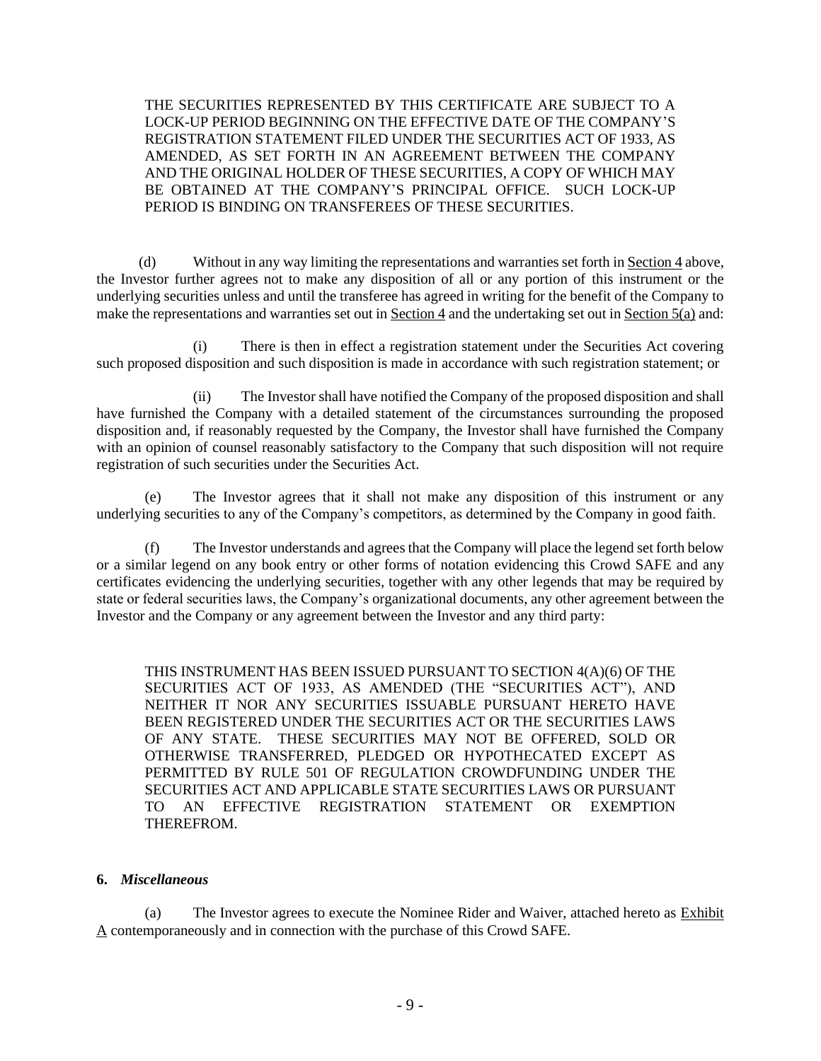THE SECURITIES REPRESENTED BY THIS CERTIFICATE ARE SUBJECT TO A LOCK-UP PERIOD BEGINNING ON THE EFFECTIVE DATE OF THE COMPANY'S REGISTRATION STATEMENT FILED UNDER THE SECURITIES ACT OF 1933, AS AMENDED, AS SET FORTH IN AN AGREEMENT BETWEEN THE COMPANY AND THE ORIGINAL HOLDER OF THESE SECURITIES, A COPY OF WHICH MAY BE OBTAINED AT THE COMPANY'S PRINCIPAL OFFICE. SUCH LOCK-UP PERIOD IS BINDING ON TRANSFEREES OF THESE SECURITIES.

(d) Without in any way limiting the representations and warranties set forth in Section 4 above, the Investor further agrees not to make any disposition of all or any portion of this instrument or the underlying securities unless and until the transferee has agreed in writing for the benefit of the Company to make the representations and warranties set out in Section 4 and the undertaking set out in Section 5(a) and:

(i) There is then in effect a registration statement under the Securities Act covering such proposed disposition and such disposition is made in accordance with such registration statement; or

(ii) The Investor shall have notified the Company of the proposed disposition and shall have furnished the Company with a detailed statement of the circumstances surrounding the proposed disposition and, if reasonably requested by the Company, the Investor shall have furnished the Company with an opinion of counsel reasonably satisfactory to the Company that such disposition will not require registration of such securities under the Securities Act.

(e) The Investor agrees that it shall not make any disposition of this instrument or any underlying securities to any of the Company's competitors, as determined by the Company in good faith.

(f) The Investor understands and agrees that the Company will place the legend set forth below or a similar legend on any book entry or other forms of notation evidencing this Crowd SAFE and any certificates evidencing the underlying securities, together with any other legends that may be required by state or federal securities laws, the Company's organizational documents, any other agreement between the Investor and the Company or any agreement between the Investor and any third party:

THIS INSTRUMENT HAS BEEN ISSUED PURSUANT TO SECTION 4(A)(6) OF THE SECURITIES ACT OF 1933, AS AMENDED (THE "SECURITIES ACT"), AND NEITHER IT NOR ANY SECURITIES ISSUABLE PURSUANT HERETO HAVE BEEN REGISTERED UNDER THE SECURITIES ACT OR THE SECURITIES LAWS OF ANY STATE. THESE SECURITIES MAY NOT BE OFFERED, SOLD OR OTHERWISE TRANSFERRED, PLEDGED OR HYPOTHECATED EXCEPT AS PERMITTED BY RULE 501 OF REGULATION CROWDFUNDING UNDER THE SECURITIES ACT AND APPLICABLE STATE SECURITIES LAWS OR PURSUANT TO AN EFFECTIVE REGISTRATION STATEMENT OR EXEMPTION THEREFROM.

**6.** ***Miscellaneous***

(a) The Investor agrees to execute the Nominee Rider and Waiver, attached hereto as Exhibit A contemporaneously and in connection with the purchase of this Crowd SAFE.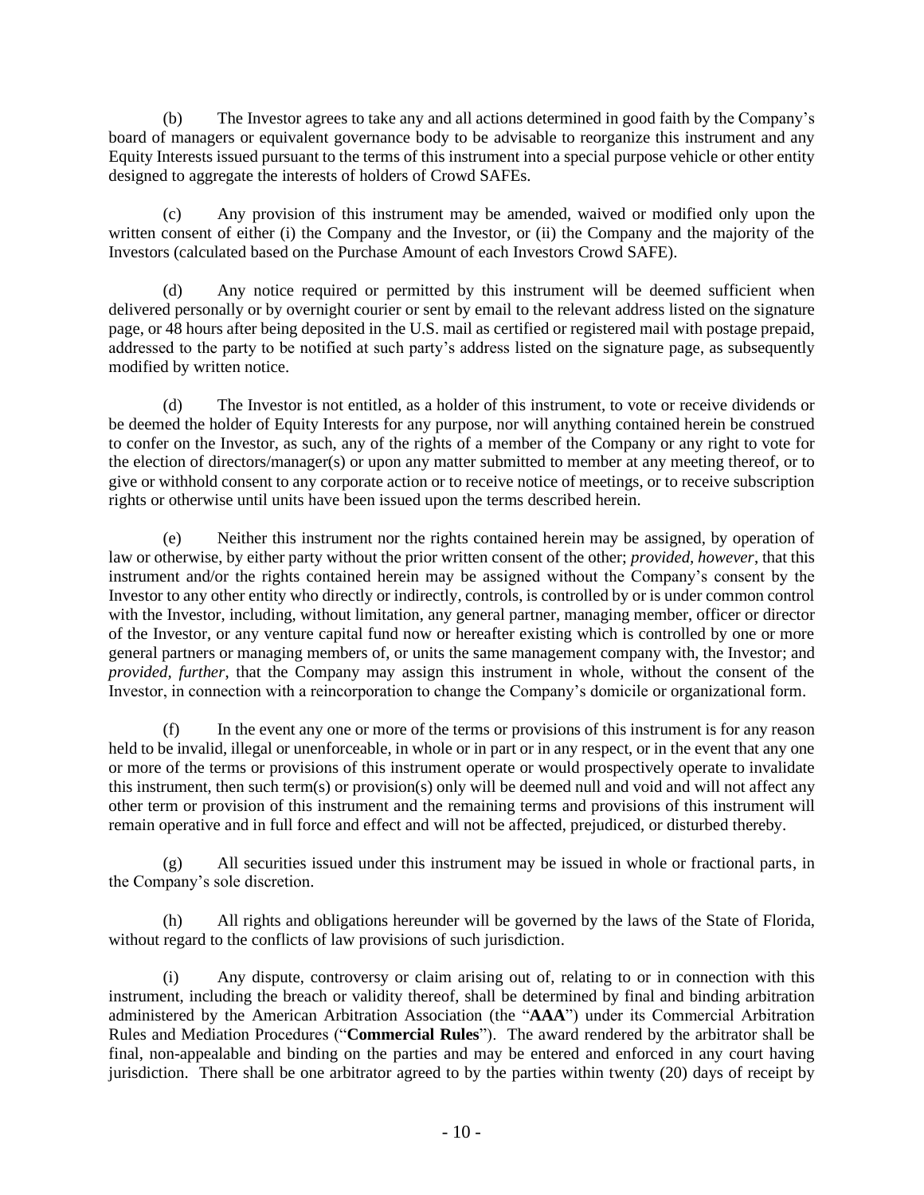(b) The Investor agrees to take any and all actions determined in good faith by the Company's board of managers or equivalent governance body to be advisable to reorganize this instrument and any Equity Interests issued pursuant to the terms of this instrument into a special purpose vehicle or other entity designed to aggregate the interests of holders of Crowd SAFEs.

(c) Any provision of this instrument may be amended, waived or modified only upon the written consent of either (i) the Company and the Investor, or (ii) the Company and the majority of the Investors (calculated based on the Purchase Amount of each Investors Crowd SAFE).

(d) Any notice required or permitted by this instrument will be deemed sufficient when delivered personally or by overnight courier or sent by email to the relevant address listed on the signature page, or 48 hours after being deposited in the U.S. mail as certified or registered mail with postage prepaid, addressed to the party to be notified at such party's address listed on the signature page, as subsequently modified by written notice.

(d) The Investor is not entitled, as a holder of this instrument, to vote or receive dividends or be deemed the holder of Equity Interests for any purpose, nor will anything contained herein be construed to confer on the Investor, as such, any of the rights of a member of the Company or any right to vote for the election of directors/manager(s) or upon any matter submitted to member at any meeting thereof, or to give or withhold consent to any corporate action or to receive notice of meetings, or to receive subscription rights or otherwise until units have been issued upon the terms described herein.

(e) Neither this instrument nor the rights contained herein may be assigned, by operation of law or otherwise, by either party without the prior written consent of the other; *provided, however*, that this instrument and/or the rights contained herein may be assigned without the Company's consent by the Investor to any other entity who directly or indirectly, controls, is controlled by or is under common control with the Investor, including, without limitation, any general partner, managing member, officer or director of the Investor, or any venture capital fund now or hereafter existing which is controlled by one or more general partners or managing members of, or units the same management company with, the Investor; and *provided, further*, that the Company may assign this instrument in whole, without the consent of the Investor, in connection with a reincorporation to change the Company's domicile or organizational form.

(f) In the event any one or more of the terms or provisions of this instrument is for any reason held to be invalid, illegal or unenforceable, in whole or in part or in any respect, or in the event that any one or more of the terms or provisions of this instrument operate or would prospectively operate to invalidate this instrument, then such term(s) or provision(s) only will be deemed null and void and will not affect any other term or provision of this instrument and the remaining terms and provisions of this instrument will remain operative and in full force and effect and will not be affected, prejudiced, or disturbed thereby.

(g) All securities issued under this instrument may be issued in whole or fractional parts, in the Company's sole discretion.

(h) All rights and obligations hereunder will be governed by the laws of the State of Florida, without regard to the conflicts of law provisions of such jurisdiction.

(i) Any dispute, controversy or claim arising out of, relating to or in connection with this instrument, including the breach or validity thereof, shall be determined by final and binding arbitration administered by the American Arbitration Association (the "**AAA**") under its Commercial Arbitration Rules and Mediation Procedures ("**Commercial Rules**"). The award rendered by the arbitrator shall be final, non-appealable and binding on the parties and may be entered and enforced in any court having jurisdiction. There shall be one arbitrator agreed to by the parties within twenty (20) days of receipt by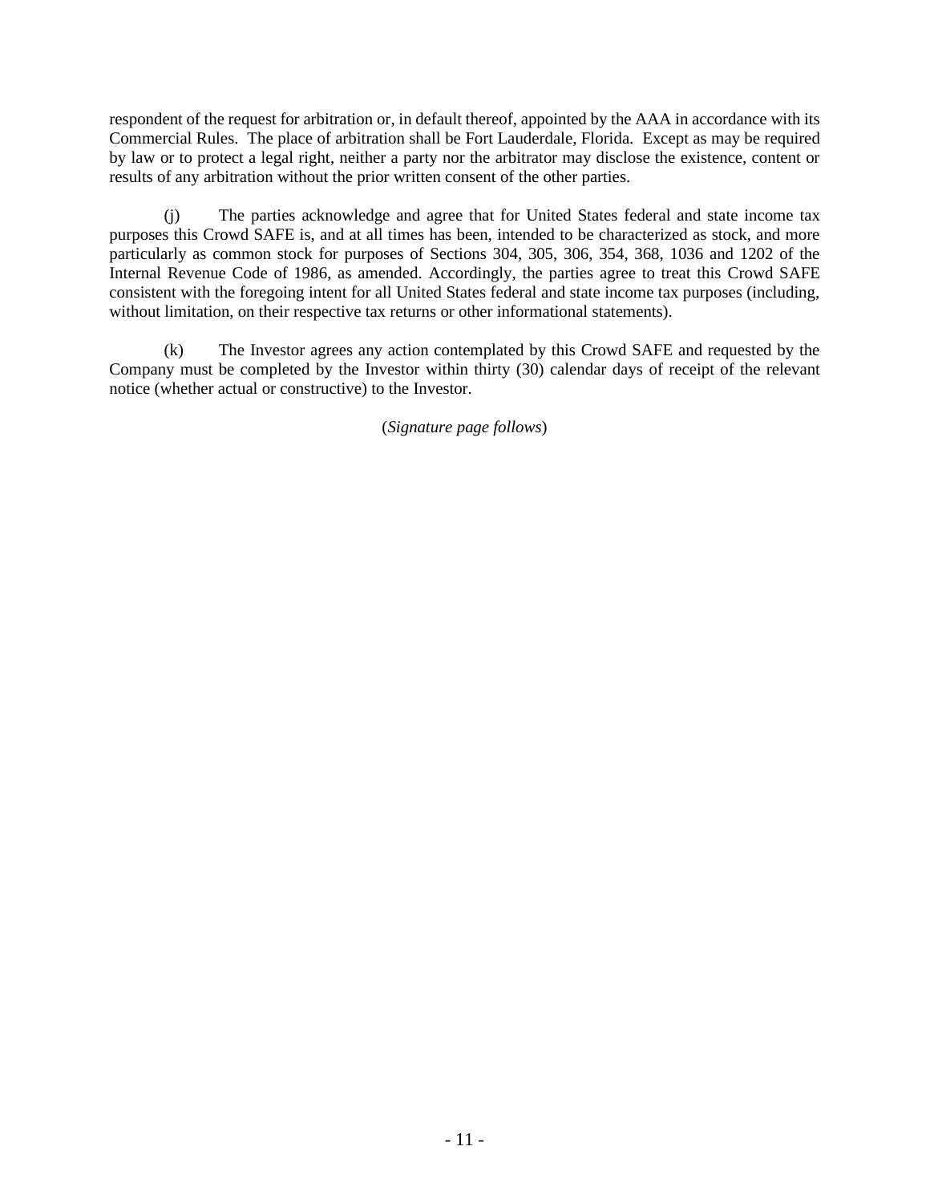respondent of the request for arbitration or, in default thereof, appointed by the AAA in accordance with its Commercial Rules. The place of arbitration shall be Fort Lauderdale, Florida. Except as may be required by law or to protect a legal right, neither a party nor the arbitrator may disclose the existence, content or results of any arbitration without the prior written consent of the other parties.

(j) The parties acknowledge and agree that for United States federal and state income tax purposes this Crowd SAFE is, and at all times has been, intended to be characterized as stock, and more particularly as common stock for purposes of Sections 304, 305, 306, 354, 368, 1036 and 1202 of the Internal Revenue Code of 1986, as amended. Accordingly, the parties agree to treat this Crowd SAFE consistent with the foregoing intent for all United States federal and state income tax purposes (including, without limitation, on their respective tax returns or other informational statements).

(k) The Investor agrees any action contemplated by this Crowd SAFE and requested by the Company must be completed by the Investor within thirty (30) calendar days of receipt of the relevant notice (whether actual or constructive) to the Investor.

(*Signature page follows*)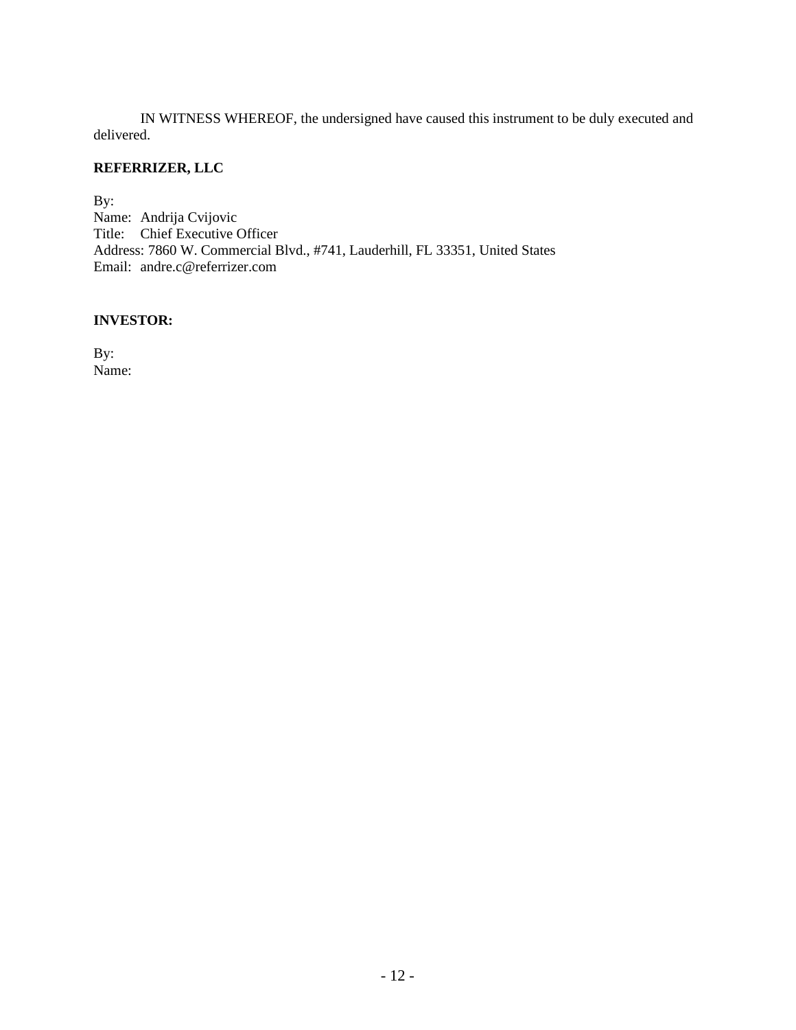IN WITNESS WHEREOF, the undersigned have caused this instrument to be duly executed and delivered.

**REFERRIZER, LLC**

By:
Name: Andrija Cvijovic
Title: Chief Executive Officer
Address: 7860 W. Commercial Blvd., #741, Lauderhill, FL 33351, United States
Email: andre.c@referrizer.com

**INVESTOR:**

By:
Name: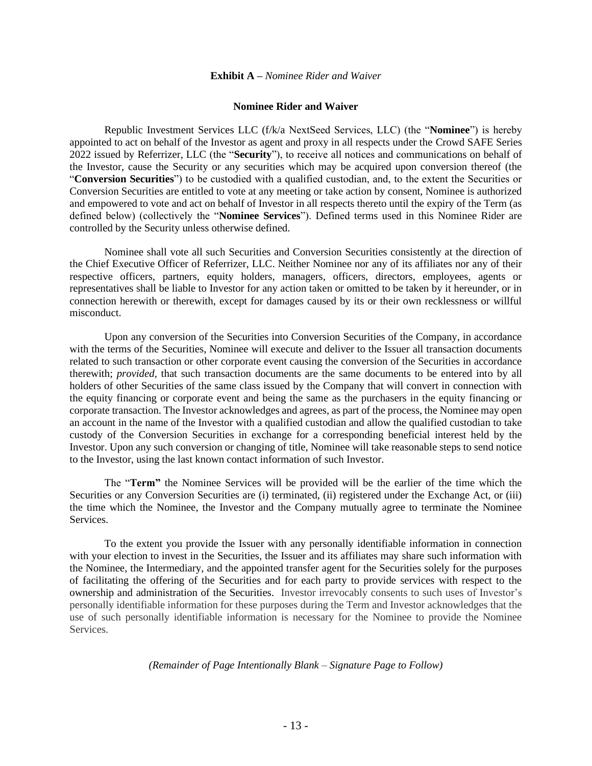**Exhibit A –** *Nominee Rider and Waiver*

**Nominee Rider and Waiver**

Republic Investment Services LLC (f/k/a NextSeed Services, LLC) (the "**Nominee**") is hereby appointed to act on behalf of the Investor as agent and proxy in all respects under the Crowd SAFE Series 2022 issued by Referrizer, LLC (the "**Security**"), to receive all notices and communications on behalf of the Investor, cause the Security or any securities which may be acquired upon conversion thereof (the "**Conversion Securities**") to be custodied with a qualified custodian, and, to the extent the Securities or Conversion Securities are entitled to vote at any meeting or take action by consent, Nominee is authorized and empowered to vote and act on behalf of Investor in all respects thereto until the expiry of the Term (as defined below) (collectively the "**Nominee Services**"). Defined terms used in this Nominee Rider are controlled by the Security unless otherwise defined.

Nominee shall vote all such Securities and Conversion Securities consistently at the direction of the Chief Executive Officer of Referrizer, LLC. Neither Nominee nor any of its affiliates nor any of their respective officers, partners, equity holders, managers, officers, directors, employees, agents or representatives shall be liable to Investor for any action taken or omitted to be taken by it hereunder, or in connection herewith or therewith, except for damages caused by its or their own recklessness or willful misconduct.

Upon any conversion of the Securities into Conversion Securities of the Company, in accordance with the terms of the Securities, Nominee will execute and deliver to the Issuer all transaction documents related to such transaction or other corporate event causing the conversion of the Securities in accordance therewith; *provided*, that such transaction documents are the same documents to be entered into by all holders of other Securities of the same class issued by the Company that will convert in connection with the equity financing or corporate event and being the same as the purchasers in the equity financing or corporate transaction. The Investor acknowledges and agrees, as part of the process, the Nominee may open an account in the name of the Investor with a qualified custodian and allow the qualified custodian to take custody of the Conversion Securities in exchange for a corresponding beneficial interest held by the Investor. Upon any such conversion or changing of title, Nominee will take reasonable steps to send notice to the Investor, using the last known contact information of such Investor.

The "**Term"** the Nominee Services will be provided will be the earlier of the time which the Securities or any Conversion Securities are (i) terminated, (ii) registered under the Exchange Act, or (iii) the time which the Nominee, the Investor and the Company mutually agree to terminate the Nominee Services.

To the extent you provide the Issuer with any personally identifiable information in connection with your election to invest in the Securities, the Issuer and its affiliates may share such information with the Nominee, the Intermediary, and the appointed transfer agent for the Securities solely for the purposes of facilitating the offering of the Securities and for each party to provide services with respect to the ownership and administration of the Securities. Investor irrevocably consents to such uses of Investor's personally identifiable information for these purposes during the Term and Investor acknowledges that the use of such personally identifiable information is necessary for the Nominee to provide the Nominee Services.

*(Remainder of Page Intentionally Blank – Signature Page to Follow)*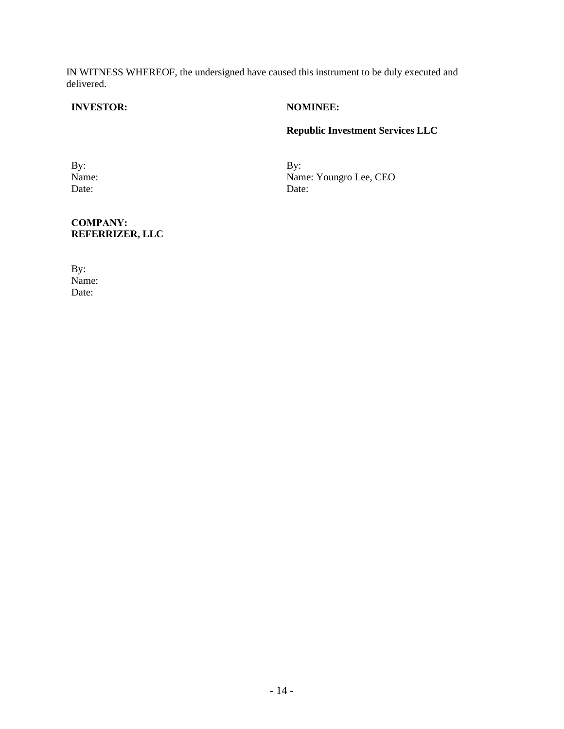IN WITNESS WHEREOF, the undersigned have caused this instrument to be duly executed and delivered.

**INVESTOR:**

By:
Name:
Date:

**NOMINEE:**

**Republic Investment Services LLC**

By:
Name: Youngro Lee, CEO
Date:

**COMPANY:**
**REFERRIZER, LLC**

By:
Name:
Date: